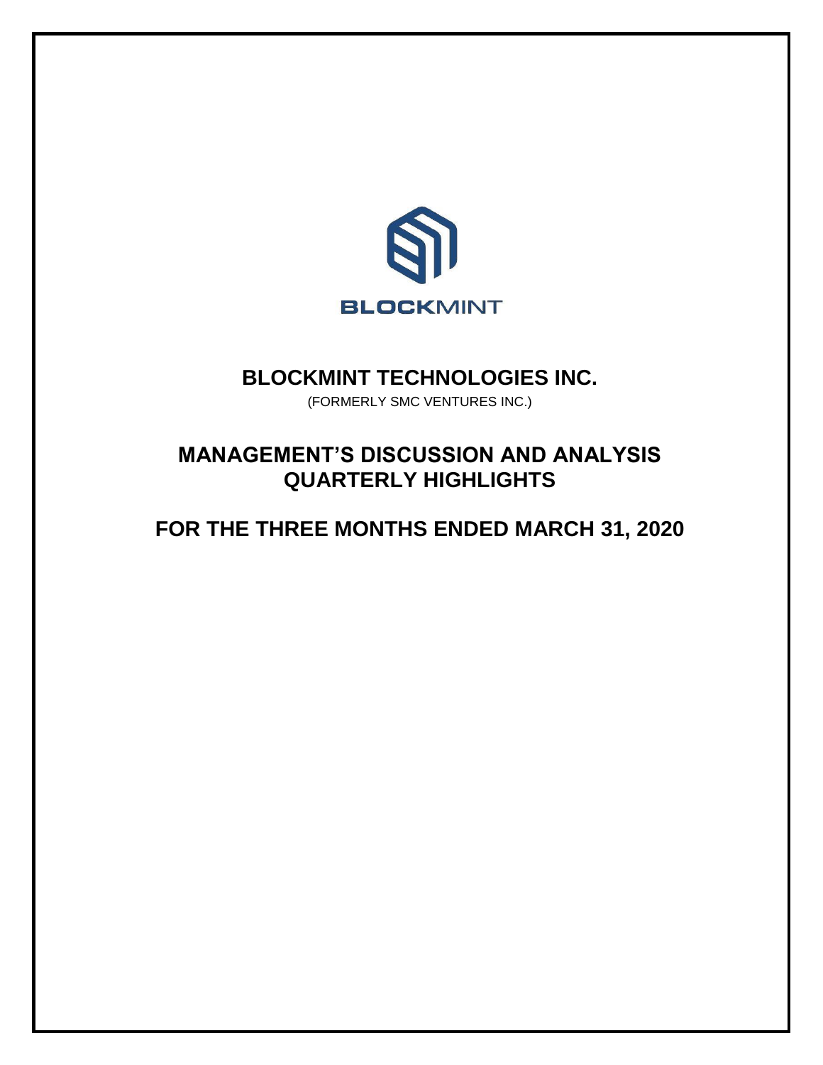BLOCKMINT

# BLOCKMINT TECHNOLOGIES INC.

(FORMERLY SMC VENTURES INC.)

## MANAGEMENT'S DISCUSSION AND ANALYSIS QUARTERLY HIGHLIGHTS

## FOR THE THREE MONTHS ENDED MARCH 31, 2020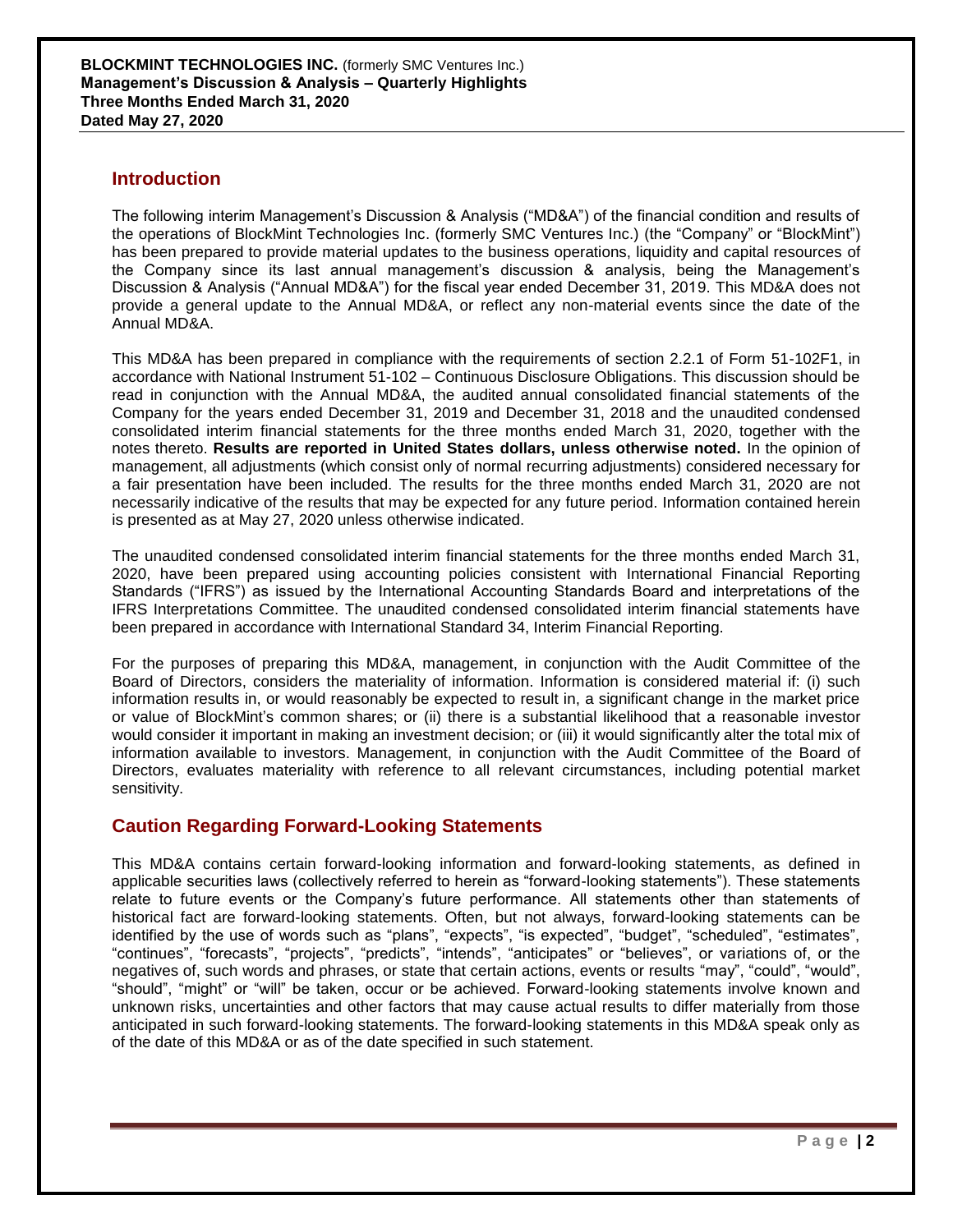## Introduction

The following interim Management's Discussion & Analysis ("MD&A") of the financial condition and results of the operations of BlockMint Technologies Inc. (formerly SMC Ventures Inc.) (the "Company" or "BlockMint") has been prepared to provide material updates to the business operations, liquidity and capital resources of the Company since its last annual management's discussion & analysis, being the Management's Discussion & Analysis ("Annual MD&A") for the fiscal year ended December 31, 2019. This MD&A does not provide a general update to the Annual MD&A, or reflect any non-material events since the date of the Annual MD&A.

This MD&A has been prepared in compliance with the requirements of section 2.2.1 of Form 51-102F1, in accordance with National Instrument 51-102 – Continuous Disclosure Obligations. This discussion should be read in conjunction with the Annual MD&A, the audited annual consolidated financial statements of the Company for the years ended December 31, 2019 and December 31, 2018 and the unaudited condensed consolidated interim financial statements for the three months ended March 31, 2020, together with the notes thereto. **Results are reported in United States dollars, unless otherwise noted.** In the opinion of management, all adjustments (which consist only of normal recurring adjustments) considered necessary for a fair presentation have been included. The results for the three months ended March 31, 2020 are not necessarily indicative of the results that may be expected for any future period. Information contained herein is presented as at May 27, 2020 unless otherwise indicated.

The unaudited condensed consolidated interim financial statements for the three months ended March 31, 2020, have been prepared using accounting policies consistent with International Financial Reporting Standards ("IFRS") as issued by the International Accounting Standards Board and interpretations of the IFRS Interpretations Committee. The unaudited condensed consolidated interim financial statements have been prepared in accordance with International Standard 34, Interim Financial Reporting.

For the purposes of preparing this MD&A, management, in conjunction with the Audit Committee of the Board of Directors, considers the materiality of information. Information is considered material if: (i) such information results in, or would reasonably be expected to result in, a significant change in the market price or value of BlockMint's common shares; or (ii) there is a substantial likelihood that a reasonable investor would consider it important in making an investment decision; or (iii) it would significantly alter the total mix of information available to investors. Management, in conjunction with the Audit Committee of the Board of Directors, evaluates materiality with reference to all relevant circumstances, including potential market sensitivity.

## Caution Regarding Forward-Looking Statements

This MD&A contains certain forward-looking information and forward-looking statements, as defined in applicable securities laws (collectively referred to herein as "forward-looking statements"). These statements relate to future events or the Company's future performance. All statements other than statements of historical fact are forward-looking statements. Often, but not always, forward-looking statements can be identified by the use of words such as "plans", "expects", "is expected", "budget", "scheduled", "estimates", "continues", "forecasts", "projects", "predicts", "intends", "anticipates" or "believes", or variations of, or the negatives of, such words and phrases, or state that certain actions, events or results "may", "could", "would", "should", "might" or "will" be taken, occur or be achieved. Forward-looking statements involve known and unknown risks, uncertainties and other factors that may cause actual results to differ materially from those anticipated in such forward-looking statements. The forward-looking statements in this MD&A speak only as of the date of this MD&A or as of the date specified in such statement.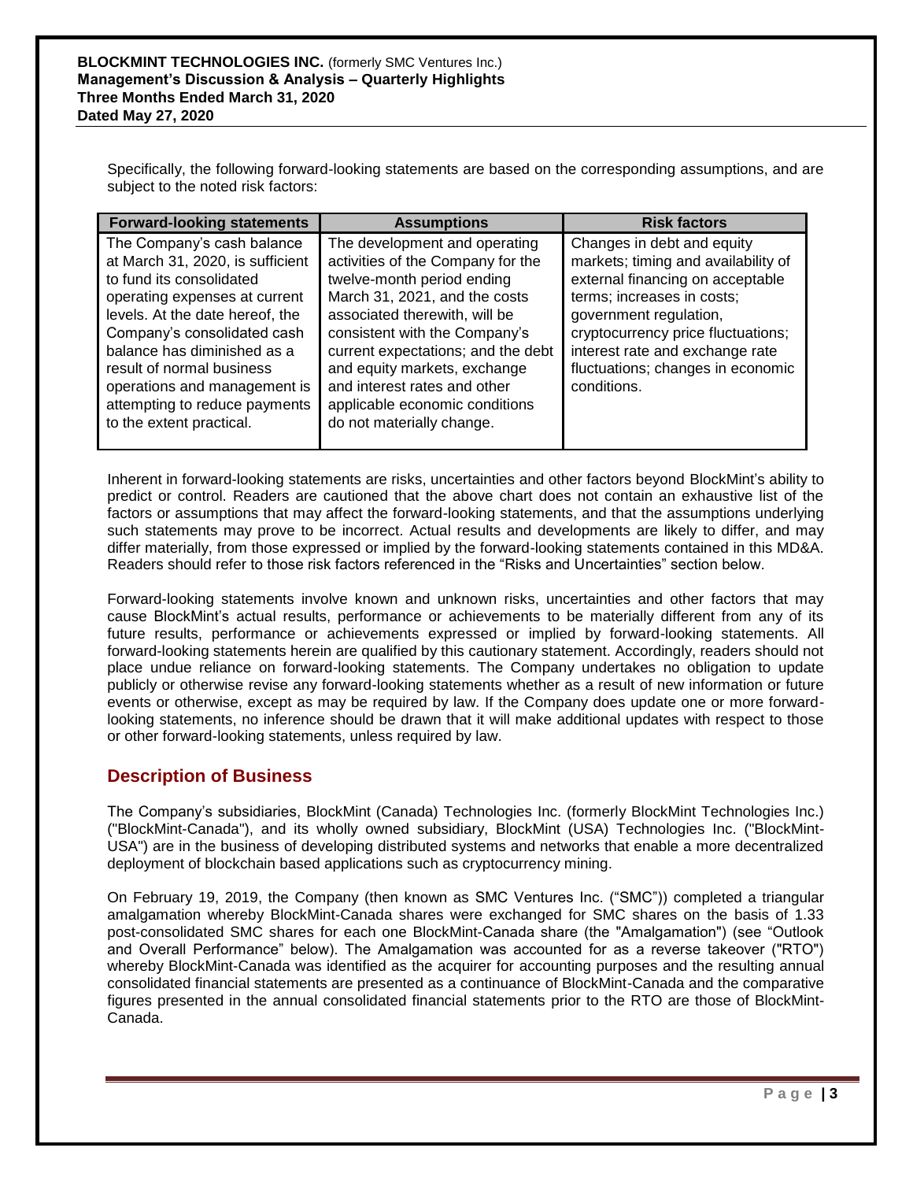Specifically, the following forward-looking statements are based on the corresponding assumptions, and are subject to the noted risk factors:

| Forward-looking statements | Assumptions | Risk factors |
|---|---|---|
| The Company's cash balance at March 31, 2020, is sufficient to fund its consolidated operating expenses at current levels. At the date hereof, the Company's consolidated cash balance has diminished as a result of normal business operations and management is attempting to reduce payments to the extent practical. | The development and operating activities of the Company for the twelve-month period ending March 31, 2021, and the costs associated therewith, will be consistent with the Company's current expectations; and the debt and equity markets, exchange and interest rates and other applicable economic conditions do not materially change. | Changes in debt and equity markets; timing and availability of external financing on acceptable terms; increases in costs; government regulation, cryptocurrency price fluctuations; interest rate and exchange rate fluctuations; changes in economic conditions. |

Inherent in forward-looking statements are risks, uncertainties and other factors beyond BlockMint's ability to predict or control. Readers are cautioned that the above chart does not contain an exhaustive list of the factors or assumptions that may affect the forward-looking statements, and that the assumptions underlying such statements may prove to be incorrect. Actual results and developments are likely to differ, and may differ materially, from those expressed or implied by the forward-looking statements contained in this MD&A. Readers should refer to those risk factors referenced in the "Risks and Uncertainties" section below.

Forward-looking statements involve known and unknown risks, uncertainties and other factors that may cause BlockMint's actual results, performance or achievements to be materially different from any of its future results, performance or achievements expressed or implied by forward-looking statements. All forward-looking statements herein are qualified by this cautionary statement. Accordingly, readers should not place undue reliance on forward-looking statements. The Company undertakes no obligation to update publicly or otherwise revise any forward-looking statements whether as a result of new information or future events or otherwise, except as may be required by law. If the Company does update one or more forward-looking statements, no inference should be drawn that it will make additional updates with respect to those or other forward-looking statements, unless required by law.

## Description of Business

The Company's subsidiaries, BlockMint (Canada) Technologies Inc. (formerly BlockMint Technologies Inc.) ("BlockMint-Canada"), and its wholly owned subsidiary, BlockMint (USA) Technologies Inc. ("BlockMint-USA") are in the business of developing distributed systems and networks that enable a more decentralized deployment of blockchain based applications such as cryptocurrency mining.

On February 19, 2019, the Company (then known as SMC Ventures Inc. ("SMC")) completed a triangular amalgamation whereby BlockMint-Canada shares were exchanged for SMC shares on the basis of 1.33 post-consolidated SMC shares for each one BlockMint-Canada share (the "Amalgamation") (see "Outlook and Overall Performance" below). The Amalgamation was accounted for as a reverse takeover ("RTO") whereby BlockMint-Canada was identified as the acquirer for accounting purposes and the resulting annual consolidated financial statements are presented as a continuance of BlockMint-Canada and the comparative figures presented in the annual consolidated financial statements prior to the RTO are those of BlockMint-Canada.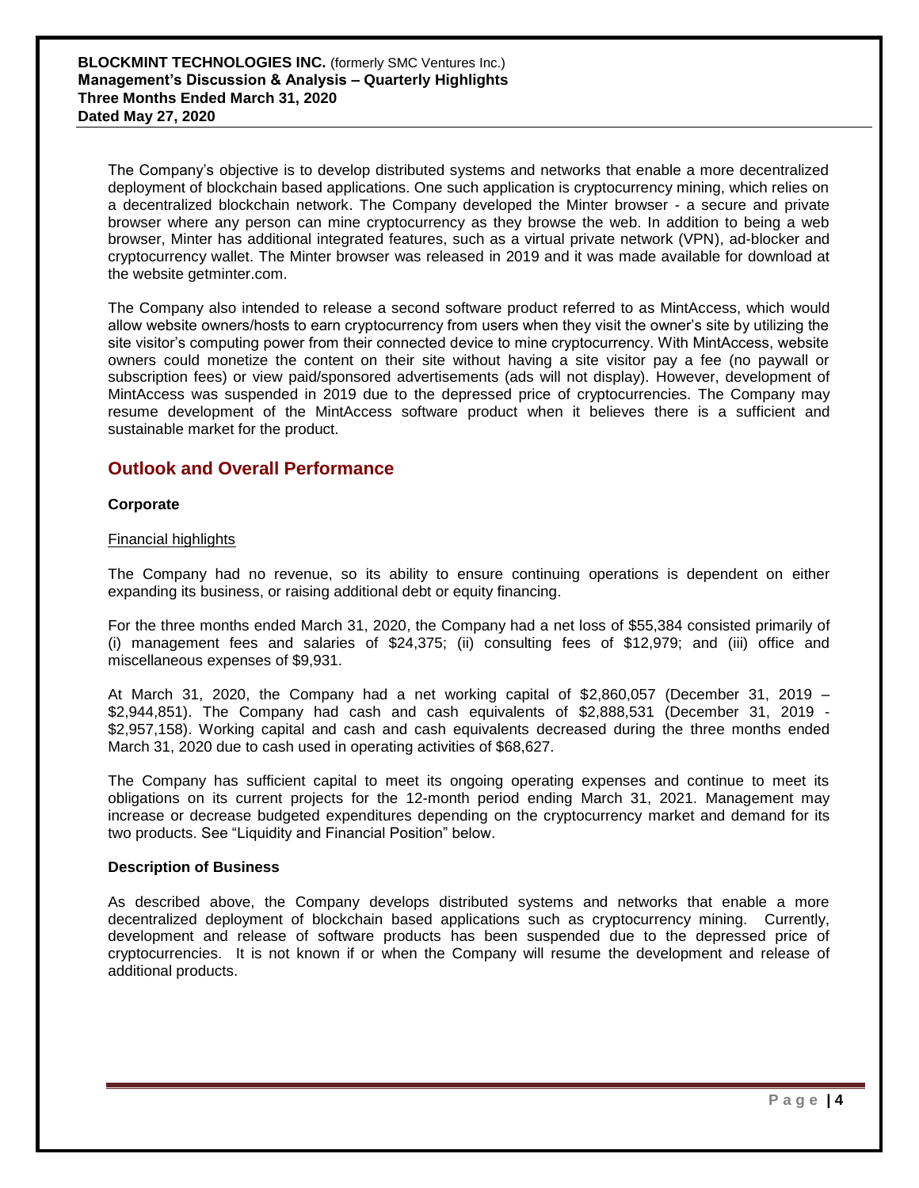The Company's objective is to develop distributed systems and networks that enable a more decentralized deployment of blockchain based applications. One such application is cryptocurrency mining, which relies on a decentralized blockchain network. The Company developed the Minter browser - a secure and private browser where any person can mine cryptocurrency as they browse the web. In addition to being a web browser, Minter has additional integrated features, such as a virtual private network (VPN), ad-blocker and cryptocurrency wallet. The Minter browser was released in 2019 and it was made available for download at the website getminter.com.

The Company also intended to release a second software product referred to as MintAccess, which would allow website owners/hosts to earn cryptocurrency from users when they visit the owner's site by utilizing the site visitor's computing power from their connected device to mine cryptocurrency. With MintAccess, website owners could monetize the content on their site without having a site visitor pay a fee (no paywall or subscription fees) or view paid/sponsored advertisements (ads will not display). However, development of MintAccess was suspended in 2019 due to the depressed price of cryptocurrencies. The Company may resume development of the MintAccess software product when it believes there is a sufficient and sustainable market for the product.

## Outlook and Overall Performance

### Corporate

Financial highlights

The Company had no revenue, so its ability to ensure continuing operations is dependent on either expanding its business, or raising additional debt or equity financing.

For the three months ended March 31, 2020, the Company had a net loss of $55,384 consisted primarily of (i) management fees and salaries of $24,375; (ii) consulting fees of $12,979; and (iii) office and miscellaneous expenses of $9,931.

At March 31, 2020, the Company had a net working capital of $2,860,057 (December 31, 2019 – $2,944,851). The Company had cash and cash equivalents of $2,888,531 (December 31, 2019 - $2,957,158). Working capital and cash and cash equivalents decreased during the three months ended March 31, 2020 due to cash used in operating activities of $68,627.

The Company has sufficient capital to meet its ongoing operating expenses and continue to meet its obligations on its current projects for the 12-month period ending March 31, 2021. Management may increase or decrease budgeted expenditures depending on the cryptocurrency market and demand for its two products. See "Liquidity and Financial Position" below.

### Description of Business

As described above, the Company develops distributed systems and networks that enable a more decentralized deployment of blockchain based applications such as cryptocurrency mining. Currently, development and release of software products has been suspended due to the depressed price of cryptocurrencies. It is not known if or when the Company will resume the development and release of additional products.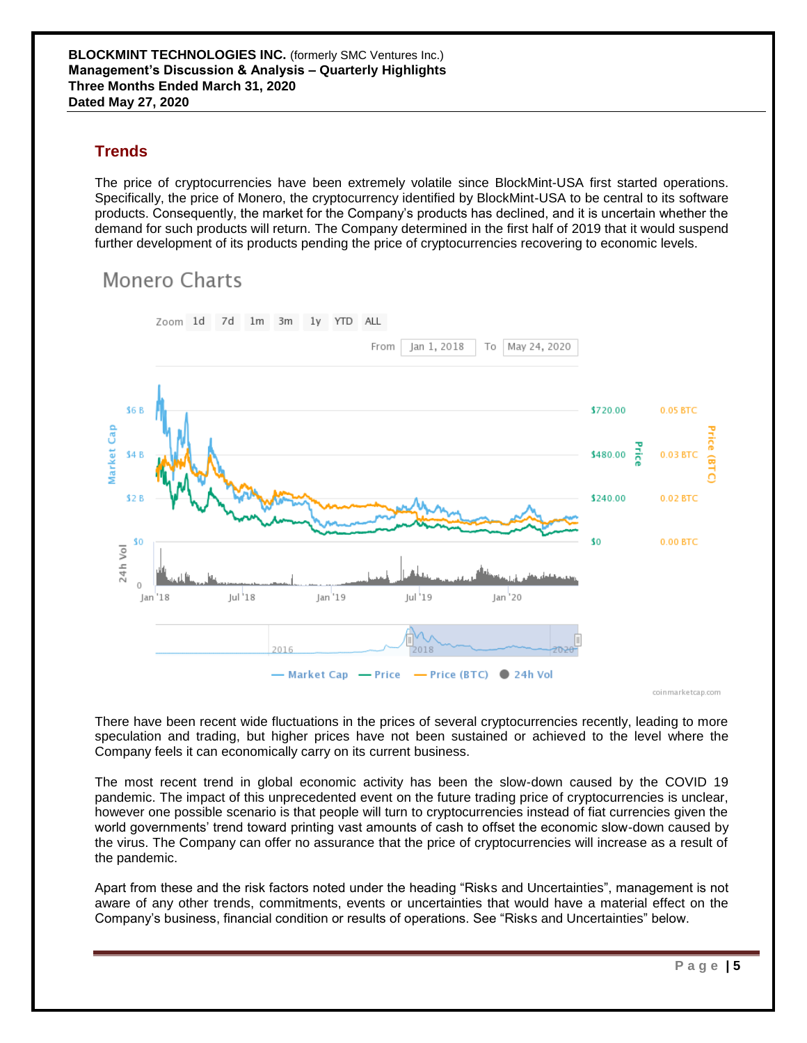## Trends

The price of cryptocurrencies have been extremely volatile since BlockMint-USA first started operations. Specifically, the price of Monero, the cryptocurrency identified by BlockMint-USA to be central to its software products. Consequently, the market for the Company's products has declined, and it is uncertain whether the demand for such products will return. The Company determined in the first half of 2019 that it would suspend further development of its products pending the price of cryptocurrencies recovering to economic levels.

There have been recent wide fluctuations in the prices of several cryptocurrencies recently, leading to more speculation and trading, but higher prices have not been sustained or achieved to the level where the Company feels it can economically carry on its current business.

The most recent trend in global economic activity has been the slow-down caused by the COVID 19 pandemic. The impact of this unprecedented event on the future trading price of cryptocurrencies is unclear, however one possible scenario is that people will turn to cryptocurrencies instead of fiat currencies given the world governments' trend toward printing vast amounts of cash to offset the economic slow-down caused by the virus. The Company can offer no assurance that the price of cryptocurrencies will increase as a result of the pandemic.

Apart from these and the risk factors noted under the heading "Risks and Uncertainties", management is not aware of any other trends, commitments, events or uncertainties that would have a material effect on the Company's business, financial condition or results of operations. See "Risks and Uncertainties" below.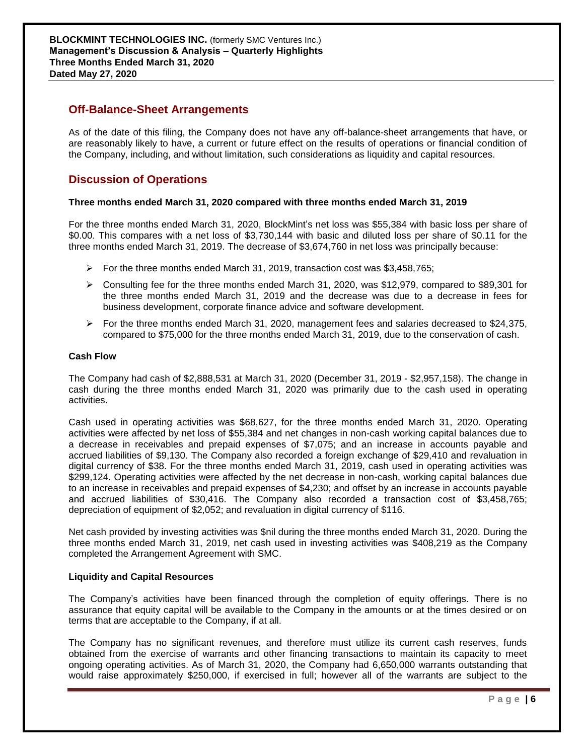## Off-Balance-Sheet Arrangements

As of the date of this filing, the Company does not have any off-balance-sheet arrangements that have, or are reasonably likely to have, a current or future effect on the results of operations or financial condition of the Company, including, and without limitation, such considerations as liquidity and capital resources.

## Discussion of Operations

**Three months ended March 31, 2020 compared with three months ended March 31, 2019**

For the three months ended March 31, 2020, BlockMint's net loss was $55,384 with basic loss per share of $0.00. This compares with a net loss of $3,730,144 with basic and diluted loss per share of $0.11 for the three months ended March 31, 2019. The decrease of $3,674,760 in net loss was principally because:

- For the three months ended March 31, 2019, transaction cost was $3,458,765;
- Consulting fee for the three months ended March 31, 2020, was $12,979, compared to $89,301 for the three months ended March 31, 2019 and the decrease was due to a decrease in fees for business development, corporate finance advice and software development.
- For the three months ended March 31, 2020, management fees and salaries decreased to $24,375, compared to $75,000 for the three months ended March 31, 2019, due to the conservation of cash.

**Cash Flow**

The Company had cash of $2,888,531 at March 31, 2020 (December 31, 2019 - $2,957,158). The change in cash during the three months ended March 31, 2020 was primarily due to the cash used in operating activities.

Cash used in operating activities was $68,627, for the three months ended March 31, 2020. Operating activities were affected by net loss of $55,384 and net changes in non-cash working capital balances due to a decrease in receivables and prepaid expenses of $7,075; and an increase in accounts payable and accrued liabilities of $9,130. The Company also recorded a foreign exchange of $29,410 and revaluation in digital currency of $38. For the three months ended March 31, 2019, cash used in operating activities was $299,124. Operating activities were affected by the net decrease in non-cash, working capital balances due to an increase in receivables and prepaid expenses of $4,230; and offset by an increase in accounts payable and accrued liabilities of $30,416. The Company also recorded a transaction cost of $3,458,765; depreciation of equipment of $2,052; and revaluation in digital currency of $116.

Net cash provided by investing activities was $nil during the three months ended March 31, 2020. During the three months ended March 31, 2019, net cash used in investing activities was $408,219 as the Company completed the Arrangement Agreement with SMC.

**Liquidity and Capital Resources**

The Company's activities have been financed through the completion of equity offerings. There is no assurance that equity capital will be available to the Company in the amounts or at the times desired or on terms that are acceptable to the Company, if at all.

The Company has no significant revenues, and therefore must utilize its current cash reserves, funds obtained from the exercise of warrants and other financing transactions to maintain its capacity to meet ongoing operating activities. As of March 31, 2020, the Company had 6,650,000 warrants outstanding that would raise approximately $250,000, if exercised in full; however all of the warrants are subject to the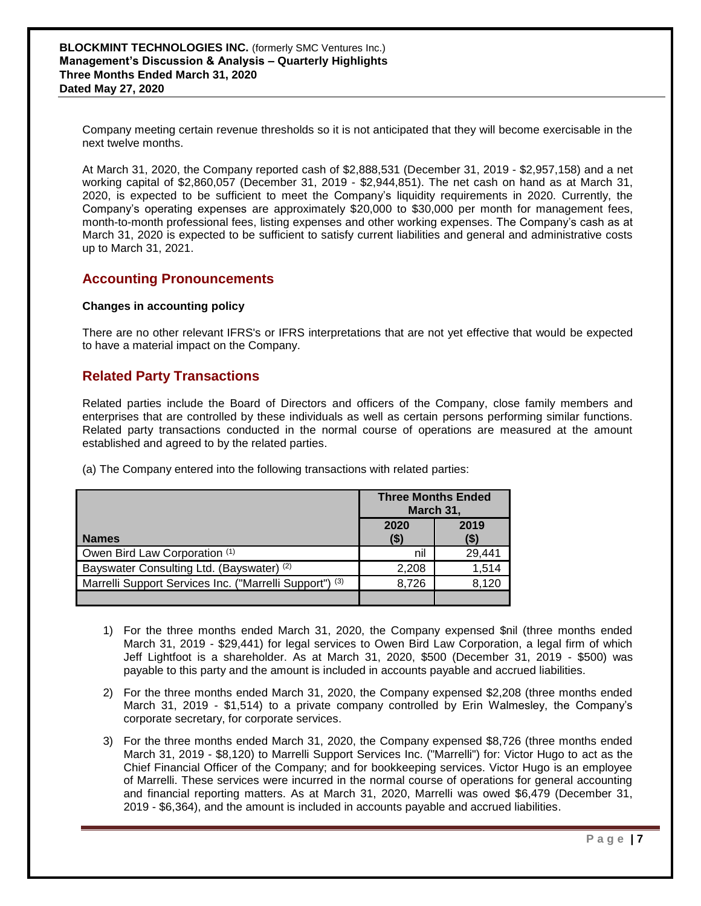Company meeting certain revenue thresholds so it is not anticipated that they will become exercisable in the next twelve months.

At March 31, 2020, the Company reported cash of $2,888,531 (December 31, 2019 - $2,957,158) and a net working capital of $2,860,057 (December 31, 2019 - $2,944,851). The net cash on hand as at March 31, 2020, is expected to be sufficient to meet the Company's liquidity requirements in 2020. Currently, the Company's operating expenses are approximately $20,000 to $30,000 per month for management fees, month-to-month professional fees, listing expenses and other working expenses. The Company's cash as at March 31, 2020 is expected to be sufficient to satisfy current liabilities and general and administrative costs up to March 31, 2021.

## Accounting Pronouncements

**Changes in accounting policy**

There are no other relevant IFRS's or IFRS interpretations that are not yet effective that would be expected to have a material impact on the Company.

## Related Party Transactions

Related parties include the Board of Directors and officers of the Company, close family members and enterprises that are controlled by these individuals as well as certain persons performing similar functions. Related party transactions conducted in the normal course of operations are measured at the amount established and agreed to by the related parties.

(a) The Company entered into the following transactions with related parties:

| | Three Months Ended March 31, | |
|---|---|---|
| **Names** | **2020 ($)** | **2019 ($)** |
| Owen Bird Law Corporation (1) | nil | 29,441 |
| Bayswater Consulting Ltd. (Bayswater) (2) | 2,208 | 1,514 |
| Marrelli Support Services Inc. ("Marrelli Support") (3) | 8,726 | 8,120 |
| | | |

1) For the three months ended March 31, 2020, the Company expensed $nil (three months ended March 31, 2019 - $29,441) for legal services to Owen Bird Law Corporation, a legal firm of which Jeff Lightfoot is a shareholder. As at March 31, 2020, $500 (December 31, 2019 - $500) was payable to this party and the amount is included in accounts payable and accrued liabilities.

2) For the three months ended March 31, 2020, the Company expensed $2,208 (three months ended March 31, 2019 - $1,514) to a private company controlled by Erin Walmesley, the Company's corporate secretary, for corporate services.

3) For the three months ended March 31, 2020, the Company expensed $8,726 (three months ended March 31, 2019 - $8,120) to Marrelli Support Services Inc. ("Marrelli") for: Victor Hugo to act as the Chief Financial Officer of the Company; and for bookkeeping services. Victor Hugo is an employee of Marrelli. These services were incurred in the normal course of operations for general accounting and financial reporting matters. As at March 31, 2020, Marrelli was owed $6,479 (December 31, 2019 - $6,364), and the amount is included in accounts payable and accrued liabilities.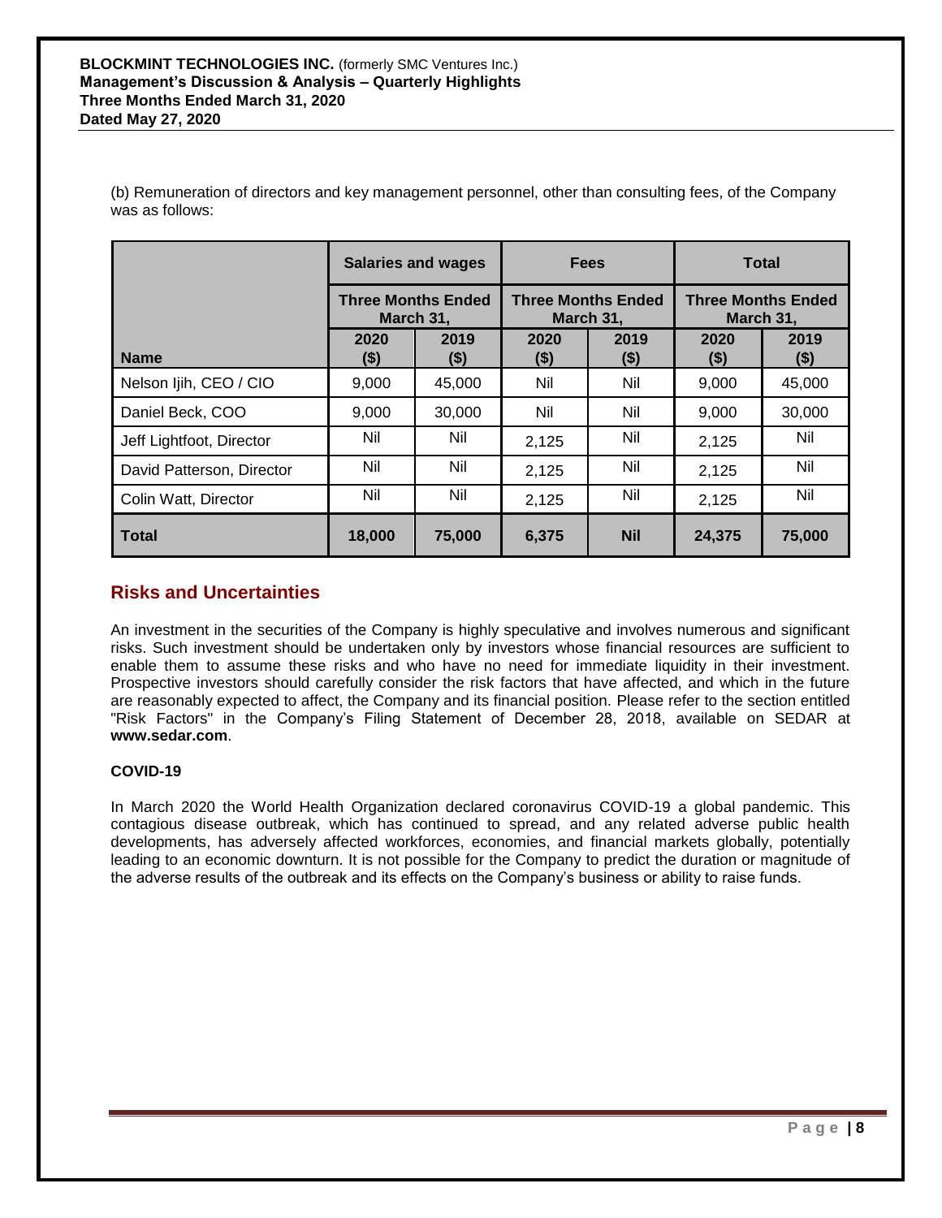(b) Remuneration of directors and key management personnel, other than consulting fees, of the Company was as follows:

| | Salaries and wages | | Fees | | Total | |
|---|---|---|---|---|---|---|
| | Three Months Ended March 31, | | Three Months Ended March 31, | | Three Months Ended March 31, | |
| Name | 2020 ($) | 2019 ($) | 2020 ($) | 2019 ($) | 2020 ($) | 2019 ($) |
| Nelson Ijih, CEO / CIO | 9,000 | 45,000 | Nil | Nil | 9,000 | 45,000 |
| Daniel Beck, COO | 9,000 | 30,000 | Nil | Nil | 9,000 | 30,000 |
| Jeff Lightfoot, Director | Nil | Nil | 2,125 | Nil | 2,125 | Nil |
| David Patterson, Director | Nil | Nil | 2,125 | Nil | 2,125 | Nil |
| Colin Watt, Director | Nil | Nil | 2,125 | Nil | 2,125 | Nil |
| **Total** | **18,000** | **75,000** | **6,375** | **Nil** | **24,375** | **75,000** |

## Risks and Uncertainties

An investment in the securities of the Company is highly speculative and involves numerous and significant risks. Such investment should be undertaken only by investors whose financial resources are sufficient to enable them to assume these risks and who have no need for immediate liquidity in their investment. Prospective investors should carefully consider the risk factors that have affected, and which in the future are reasonably expected to affect, the Company and its financial position. Please refer to the section entitled "Risk Factors" in the Company's Filing Statement of December 28, 2018, available on SEDAR at **www.sedar.com**.

### COVID-19

In March 2020 the World Health Organization declared coronavirus COVID-19 a global pandemic. This contagious disease outbreak, which has continued to spread, and any related adverse public health developments, has adversely affected workforces, economies, and financial markets globally, potentially leading to an economic downturn. It is not possible for the Company to predict the duration or magnitude of the adverse results of the outbreak and its effects on the Company's business or ability to raise funds.